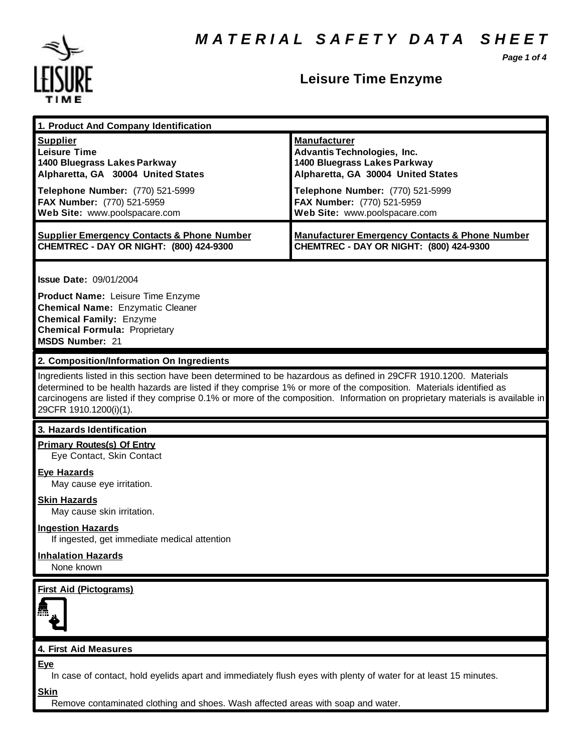# MATERIAL SAFETY DATA SHEET

## Leisure Time Enzyme

### 1. Product And Company Identification

| **Supplier** | **Manufacturer** |
|---|---|
| **Leisure Time** | **Advantis Technologies, Inc.** |
| **1400 Bluegrass Lakes Parkway** | **1400 Bluegrass Lakes Parkway** |
| **Alpharetta, GA 30004 United States** | **Alpharetta, GA 30004 United States** |
| **Telephone Number:** (770) 521-5999 | **Telephone Number:** (770) 521-5999 |
| **FAX Number:** (770) 521-5959 | **FAX Number:** (770) 521-5959 |
| **Web Site:** www.poolspacare.com | **Web Site:** www.poolspacare.com |
| **Supplier Emergency Contacts & Phone Number** | **Manufacturer Emergency Contacts & Phone Number** |
| **CHEMTREC - DAY OR NIGHT: (800) 424-9300** | **CHEMTREC - DAY OR NIGHT: (800) 424-9300** |

**Issue Date:** 09/01/2004

**Product Name:** Leisure Time Enzyme
**Chemical Name:** Enzymatic Cleaner
**Chemical Family:** Enzyme
**Chemical Formula:** Proprietary
**MSDS Number:** 21

### 2. Composition/Information On Ingredients

Ingredients listed in this section have been determined to be hazardous as defined in 29CFR 1910.1200. Materials determined to be health hazards are listed if they comprise 1% or more of the composition. Materials identified as carcinogens are listed if they comprise 0.1% or more of the composition. Information on proprietary materials is available in 29CFR 1910.1200(i)(1).

### 3. Hazards Identification

**Primary Routes(s) Of Entry**
Eye Contact, Skin Contact

**Eye Hazards**
May cause eye irritation.

**Skin Hazards**
May cause skin irritation.

**Ingestion Hazards**
If ingested, get immediate medical attention

**Inhalation Hazards**
None known

**First Aid (Pictograms)**

### 4. First Aid Measures

**Eye**
In case of contact, hold eyelids apart and immediately flush eyes with plenty of water for at least 15 minutes.

**Skin**
Remove contaminated clothing and shoes. Wash affected areas with soap and water.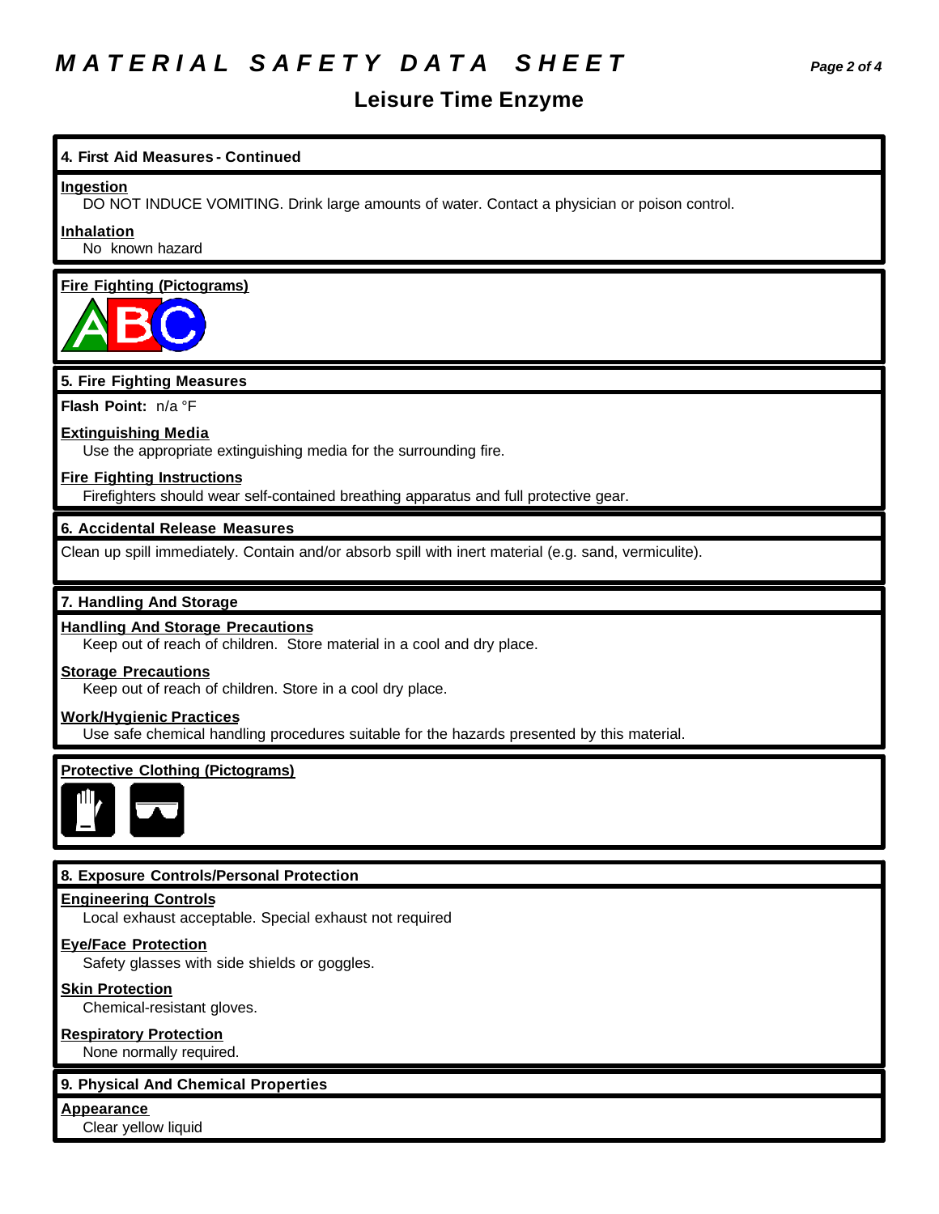# MATERIAL SAFETY DATA SHEET

## Leisure Time Enzyme

### 4. First Aid Measures - Continued

**Ingestion**

DO NOT INDUCE VOMITING. Drink large amounts of water. Contact a physician or poison control.

**Inhalation**

No known hazard

**Fire Fighting (Pictograms)**

### 5. Fire Fighting Measures

**Flash Point:** n/a °F

**Extinguishing Media**

Use the appropriate extinguishing media for the surrounding fire.

**Fire Fighting Instructions**

Firefighters should wear self-contained breathing apparatus and full protective gear.

### 6. Accidental Release Measures

Clean up spill immediately. Contain and/or absorb spill with inert material (e.g. sand, vermiculite).

### 7. Handling And Storage

**Handling And Storage Precautions**

Keep out of reach of children. Store material in a cool and dry place.

**Storage Precautions**

Keep out of reach of children. Store in a cool dry place.

**Work/Hygienic Practices**

Use safe chemical handling procedures suitable for the hazards presented by this material.

**Protective Clothing (Pictograms)**

### 8. Exposure Controls/Personal Protection

**Engineering Controls**

Local exhaust acceptable. Special exhaust not required

**Eye/Face Protection**

Safety glasses with side shields or goggles.

**Skin Protection**

Chemical-resistant gloves.

**Respiratory Protection**

None normally required.

### 9. Physical And Chemical Properties

**Appearance**

Clear yellow liquid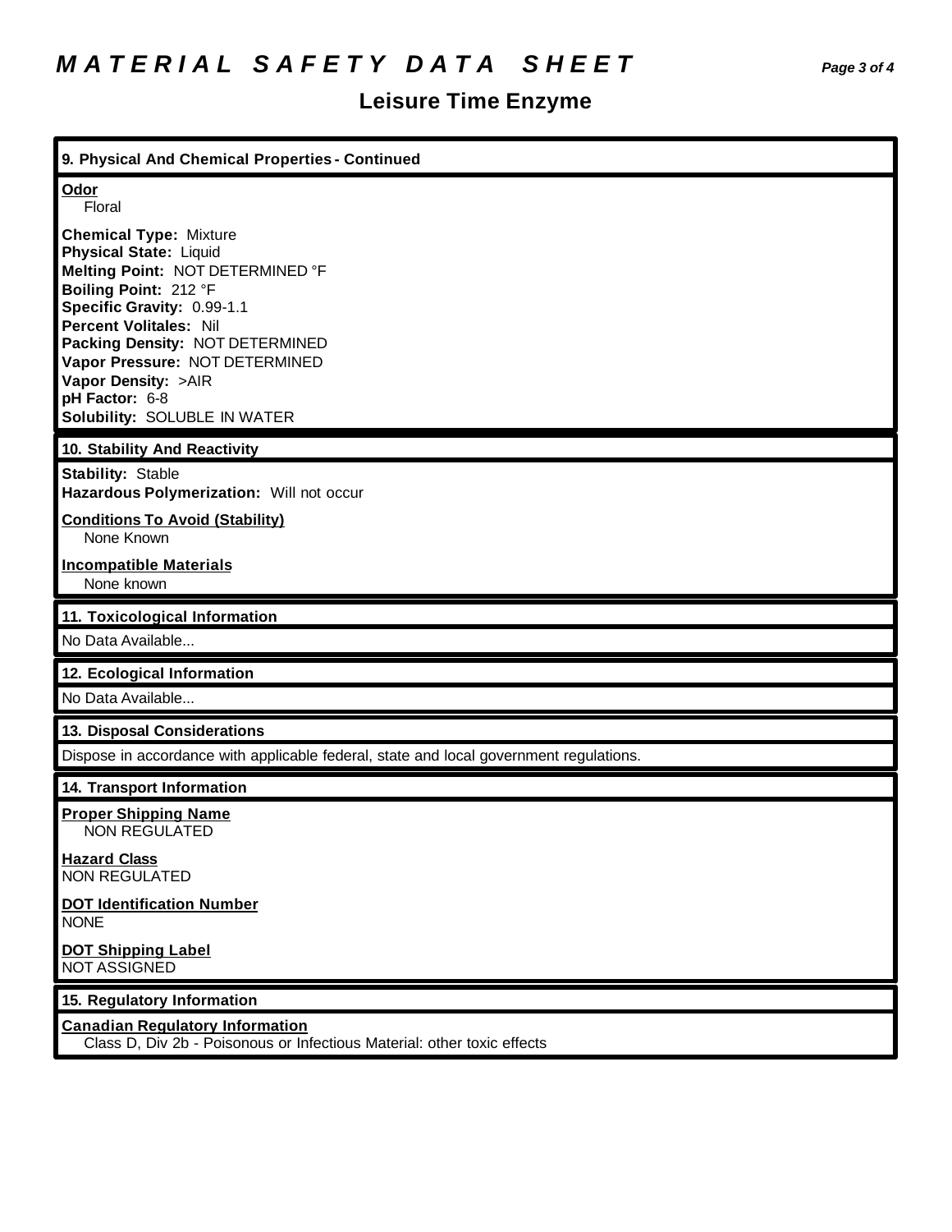## 9. Physical And Chemical Properties - Continued

**Odor**
Floral

**Chemical Type:** Mixture
**Physical State:** Liquid
**Melting Point:** NOT DETERMINED °F
**Boiling Point:** 212 °F
**Specific Gravity:** 0.99-1.1
**Percent Volitales:** Nil
**Packing Density:** NOT DETERMINED
**Vapor Pressure:** NOT DETERMINED
**Vapor Density:** >AIR
**pH Factor:** 6-8
**Solubility:** SOLUBLE IN WATER

## 10. Stability And Reactivity

**Stability:** Stable
**Hazardous Polymerization:** Will not occur

**Conditions To Avoid (Stability)**
None Known

**Incompatible Materials**
None known

## 11. Toxicological Information

No Data Available...

## 12. Ecological Information

No Data Available...

## 13. Disposal Considerations

Dispose in accordance with applicable federal, state and local government regulations.

## 14. Transport Information

**Proper Shipping Name**
NON REGULATED

**Hazard Class**
NON REGULATED

**DOT Identification Number**
NONE

**DOT Shipping Label**
NOT ASSIGNED

## 15. Regulatory Information

**Canadian Regulatory Information**
Class D, Div 2b - Poisonous or Infectious Material: other toxic effects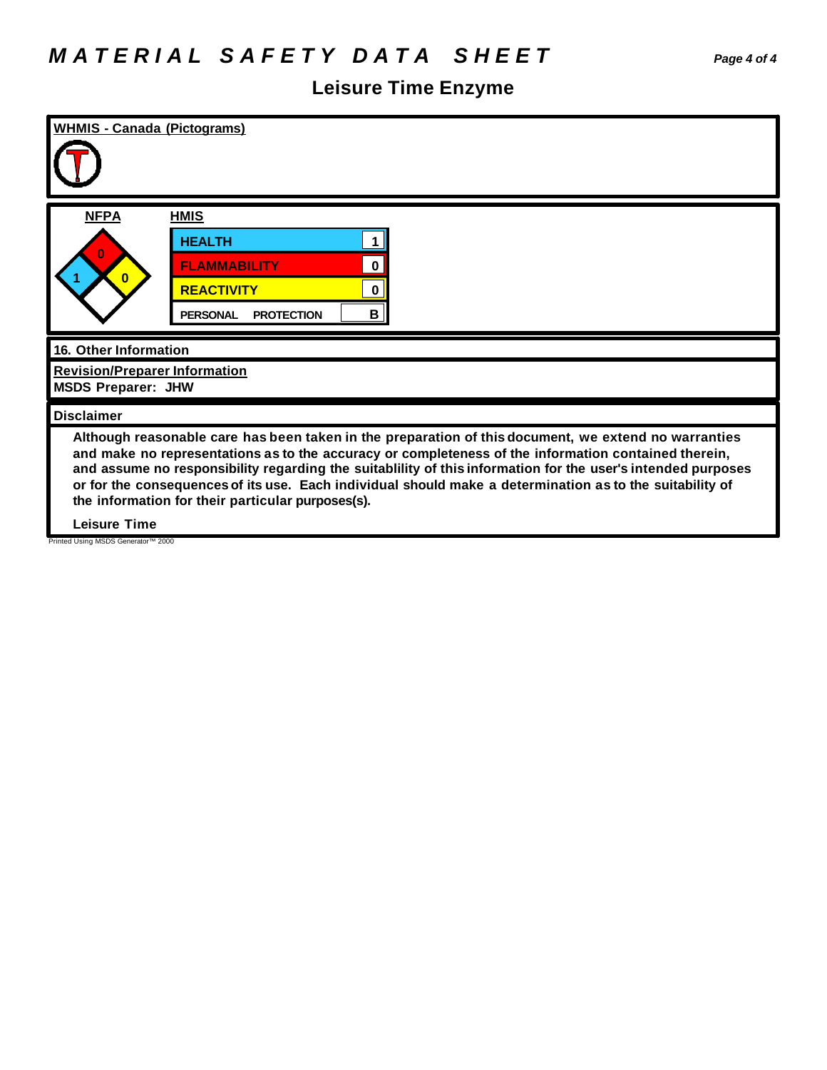# MATERIAL SAFETY DATA SHEET

## Leisure Time Enzyme

**WHMIS - Canada (Pictograms)**

**NFPA**

0

1 0

**HMIS**

| | |
|---|---|
| HEALTH | 1 |
| FLAMMABILITY | 0 |
| REACTIVITY | 0 |
| PERSONAL PROTECTION | B |

**16. Other Information**

**Revision/Preparer Information**

**MSDS Preparer: JHW**

**Disclaimer**

**Although reasonable care has been taken in the preparation of this document, we extend no warranties and make no representations as to the accuracy or completeness of the information contained therein, and assume no responsibility regarding the suitablility of this information for the user's intended purposes or for the consequences of its use. Each individual should make a determination as to the suitability of the information for their particular purposes(s).**

**Leisure Time**

Printed Using MSDS Generator™ 2000